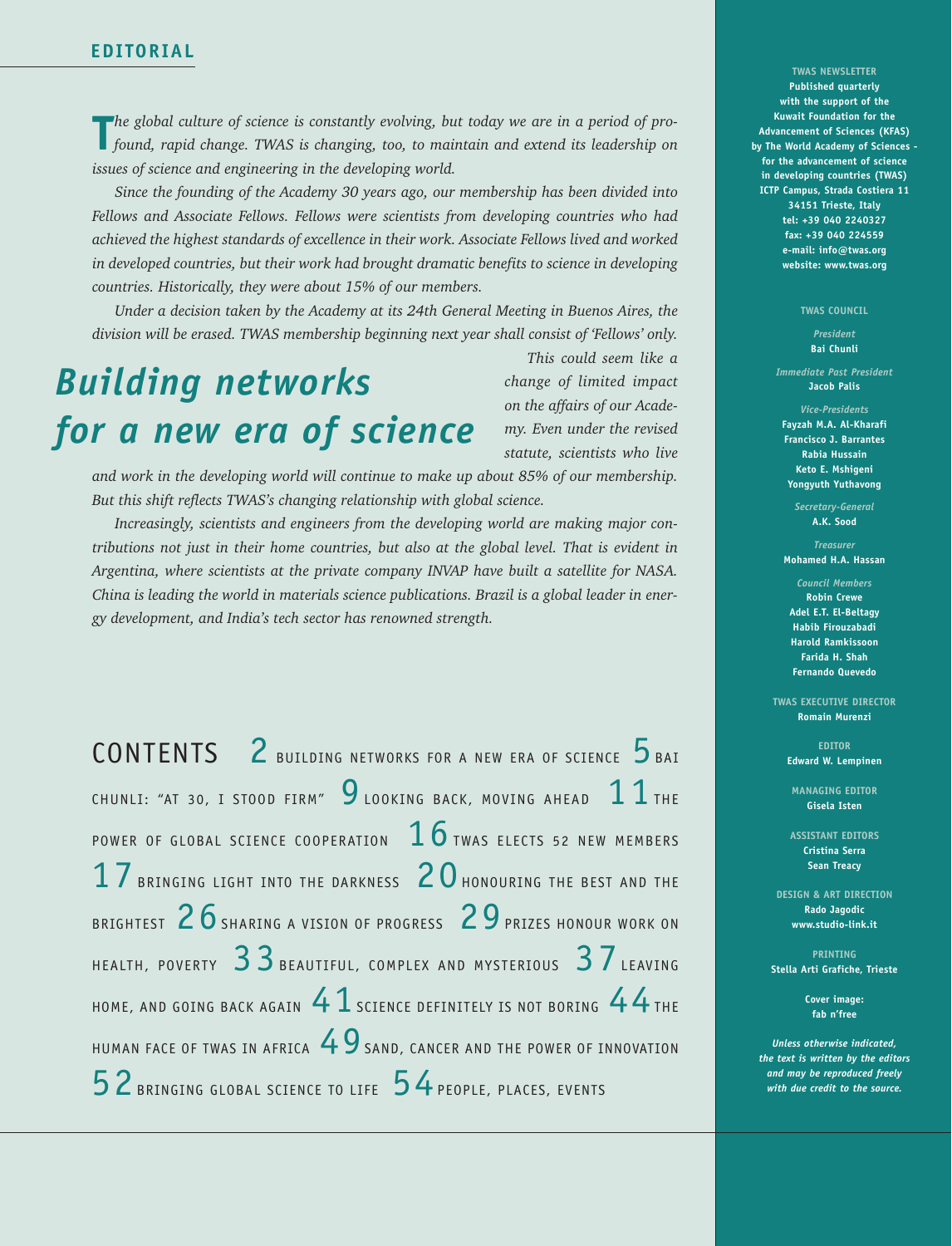## EDITORIAL

# Building networks for a new era of science

*The global culture of science is constantly evolving, but today we are in a period of profound, rapid change. TWAS is changing, too, to maintain and extend its leadership on issues of science and engineering in the developing world.*

*Since the founding of the Academy 30 years ago, our membership has been divided into Fellows and Associate Fellows. Fellows were scientists from developing countries who had achieved the highest standards of excellence in their work. Associate Fellows lived and worked in developed countries, but their work had brought dramatic benefits to science in developing countries. Historically, they were about 15% of our members.*

*Under a decision taken by the Academy at its 24th General Meeting in Buenos Aires, the division will be erased. TWAS membership beginning next year shall consist of 'Fellows' only.*

*This could seem like a change of limited impact on the affairs of our Academy. Even under the revised statute, scientists who live and work in the developing world will continue to make up about 85% of our membership. But this shift reflects TWAS's changing relationship with global science.*

*Increasingly, scientists and engineers from the developing world are making major contributions not just in their home countries, but also at the global level. That is evident in Argentina, where scientists at the private company INVAP have built a satellite for NASA. China is leading the world in materials science publications. Brazil is a global leader in energy development, and India's tech sector has renowned strength.*

## CONTENTS

2 BUILDING NETWORKS FOR A NEW ERA OF SCIENCE 5 BAI CHUNLI: "AT 30, I STOOD FIRM" 9 LOOKING BACK, MOVING AHEAD 11 THE POWER OF GLOBAL SCIENCE COOPERATION 16 TWAS ELECTS 52 NEW MEMBERS 17 BRINGING LIGHT INTO THE DARKNESS 20 HONOURING THE BEST AND THE BRIGHTEST 26 SHARING A VISION OF PROGRESS 29 PRIZES HONOUR WORK ON HEALTH, POVERTY 33 BEAUTIFUL, COMPLEX AND MYSTERIOUS 37 LEAVING HOME, AND GOING BACK AGAIN 41 SCIENCE DEFINITELY IS NOT BORING 44 THE HUMAN FACE OF TWAS IN AFRICA 49 SAND, CANCER AND THE POWER OF INNOVATION 52 BRINGING GLOBAL SCIENCE TO LIFE 54 PEOPLE, PLACES, EVENTS

---

**TWAS NEWSLETTER**
**Published quarterly with the support of the Kuwait Foundation for the Advancement of Sciences (KFAS) by The World Academy of Sciences - for the advancement of science in developing countries (TWAS)**
**ICTP Campus, Strada Costiera 11**
**34151 Trieste, Italy**
**tel: +39 040 2240327**
**fax: +39 040 224559**
**e-mail: info@twas.org**
**website: www.twas.org**

**TWAS COUNCIL**

*President*
**Bai Chunli**

*Immediate Past President*
**Jacob Palis**

*Vice-Presidents*
**Fayzah M.A. Al-Kharafi**
**Francisco J. Barrantes**
**Rabia Hussain**
**Keto E. Mshigeni**
**Yongyuth Yuthavong**

*Secretary-General*
**A.K. Sood**

*Treasurer*
**Mohamed H.A. Hassan**

*Council Members*
**Robin Crewe**
**Adel E.T. El-Beltagy**
**Habib Firouzabadi**
**Harold Ramkissoon**
**Farida H. Shah**
**Fernando Quevedo**

**TWAS EXECUTIVE DIRECTOR**
**Romain Murenzi**

**EDITOR**
**Edward W. Lempinen**

**MANAGING EDITOR**
**Gisela Isten**

**ASSISTANT EDITORS**
**Cristina Serra**
**Sean Treacy**

**DESIGN & ART DIRECTION**
**Rado Jagodic**
**www.studio-link.it**

**PRINTING**
**Stella Arti Grafiche, Trieste**

**Cover image: fab n'free**

***Unless otherwise indicated, the text is written by the editors and may be reproduced freely with due credit to the source.***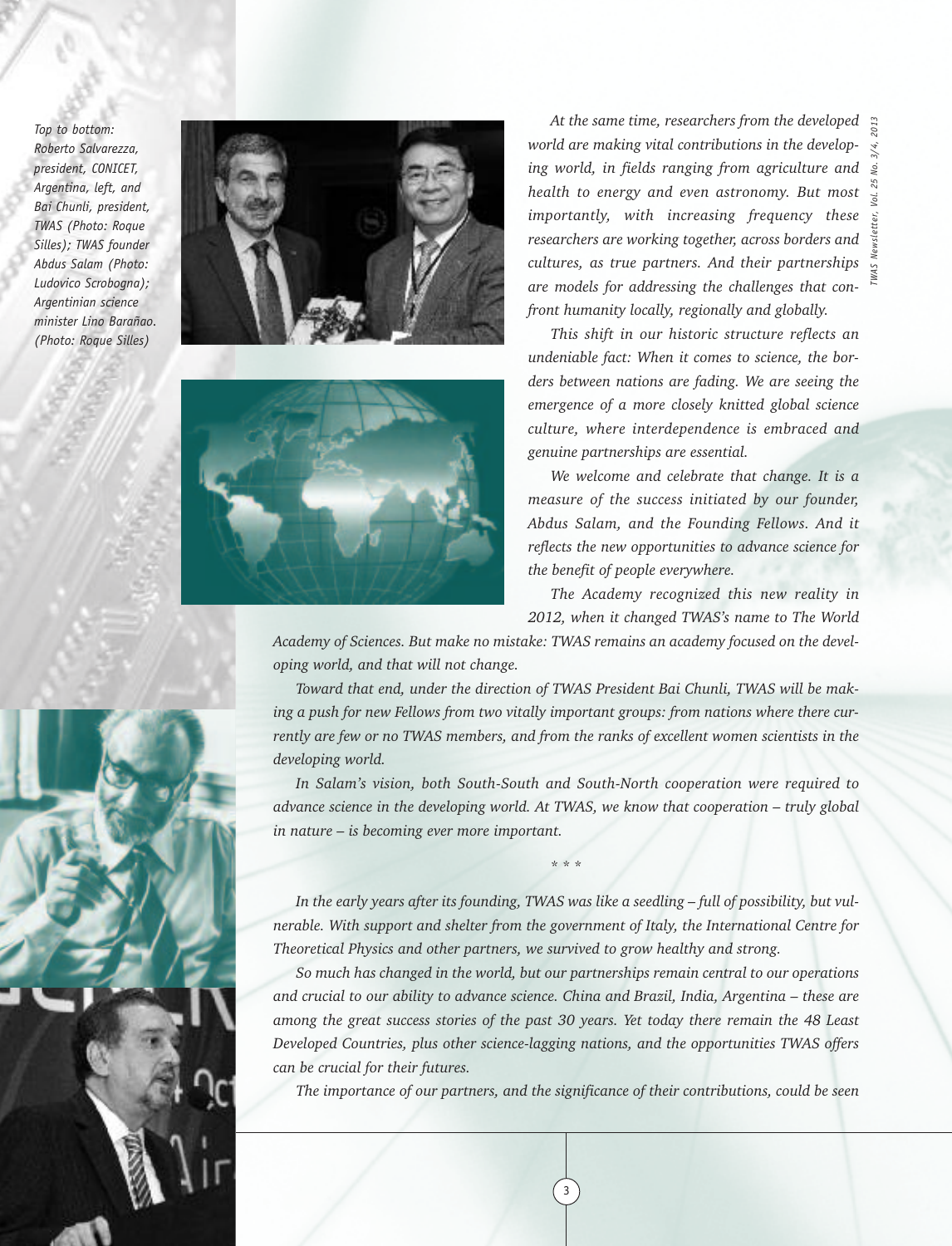*Top to bottom: Roberto Salvarezza, president, CONICET, Argentina, left, and Bai Chunli, president, TWAS (Photo: Roque Silles); TWAS founder Abdus Salam (Photo: Ludovico Scrobogna); Argentinian science minister Lino Barañao. (Photo: Roque Silles)*

*At the same time, researchers from the developed world are making vital contributions in the developing world, in fields ranging from agriculture and health to energy and even astronomy. But most importantly, with increasing frequency these researchers are working together, across borders and cultures, as true partners. And their partnerships are models for addressing the challenges that confront humanity locally, regionally and globally.*

*This shift in our historic structure reflects an undeniable fact: When it comes to science, the borders between nations are fading. We are seeing the emergence of a more closely knitted global science culture, where interdependence is embraced and genuine partnerships are essential.*

*We welcome and celebrate that change. It is a measure of the success initiated by our founder, Abdus Salam, and the Founding Fellows. And it reflects the new opportunities to advance science for the benefit of people everywhere.*

*The Academy recognized this new reality in 2012, when it changed TWAS's name to The World Academy of Sciences. But make no mistake: TWAS remains an academy focused on the developing world, and that will not change.*

*Toward that end, under the direction of TWAS President Bai Chunli, TWAS will be making a push for new Fellows from two vitally important groups: from nations where there currently are few or no TWAS members, and from the ranks of excellent women scientists in the developing world.*

*In Salam's vision, both South-South and South-North cooperation were required to advance science in the developing world. At TWAS, we know that cooperation – truly global in nature – is becoming ever more important.*

\* \* \*

*In the early years after its founding, TWAS was like a seedling – full of possibility, but vulnerable. With support and shelter from the government of Italy, the International Centre for Theoretical Physics and other partners, we survived to grow healthy and strong.*

*So much has changed in the world, but our partnerships remain central to our operations and crucial to our ability to advance science. China and Brazil, India, Argentina – these are among the great success stories of the past 30 years. Yet today there remain the 48 Least Developed Countries, plus other science-lagging nations, and the opportunities TWAS offers can be crucial for their futures.*

*The importance of our partners, and the significance of their contributions, could be seen*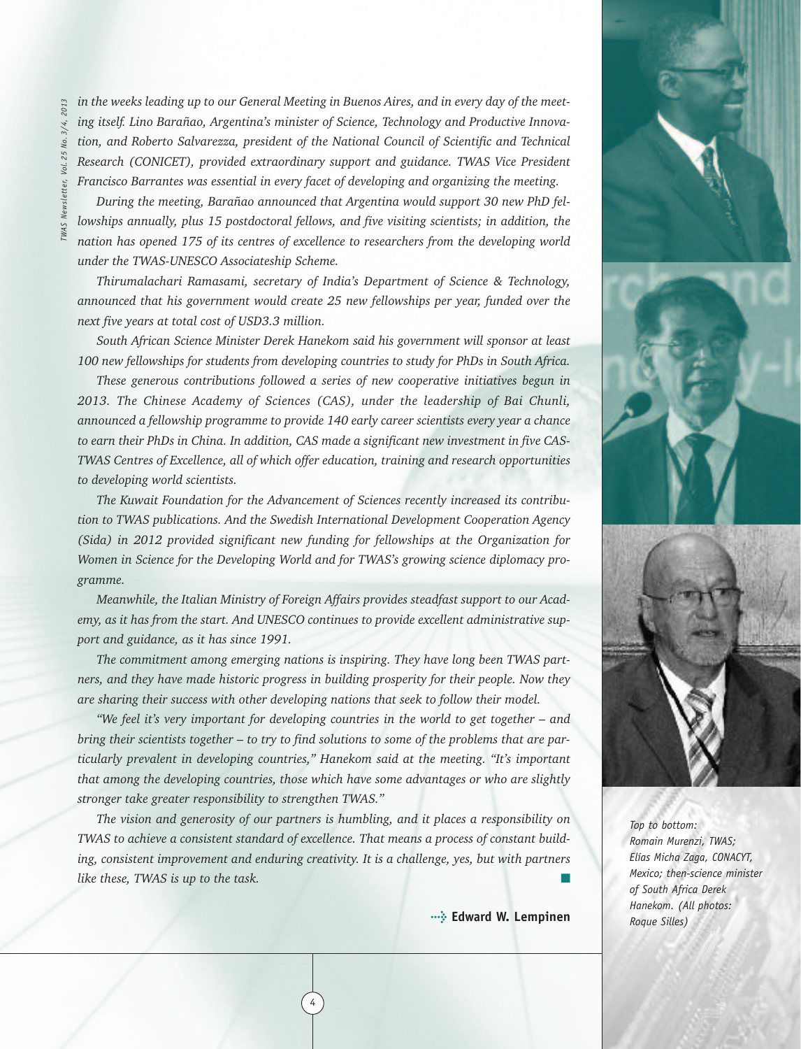*in the weeks leading up to our General Meeting in Buenos Aires, and in every day of the meeting itself. Lino Barañao, Argentina's minister of Science, Technology and Productive Innovation, and Roberto Salvarezza, president of the National Council of Scientific and Technical Research (CONICET), provided extraordinary support and guidance. TWAS Vice President Francisco Barrantes was essential in every facet of developing and organizing the meeting.*

*During the meeting, Barañao announced that Argentina would support 30 new PhD fellowships annually, plus 15 postdoctoral fellows, and five visiting scientists; in addition, the nation has opened 175 of its centres of excellence to researchers from the developing world under the TWAS-UNESCO Associateship Scheme.*

*Thirumalachari Ramasami, secretary of India's Department of Science & Technology, announced that his government would create 25 new fellowships per year, funded over the next five years at total cost of USD3.3 million.*

*South African Science Minister Derek Hanekom said his government will sponsor at least 100 new fellowships for students from developing countries to study for PhDs in South Africa.*

*These generous contributions followed a series of new cooperative initiatives begun in 2013. The Chinese Academy of Sciences (CAS), under the leadership of Bai Chunli, announced a fellowship programme to provide 140 early career scientists every year a chance to earn their PhDs in China. In addition, CAS made a significant new investment in five CAS-TWAS Centres of Excellence, all of which offer education, training and research opportunities to developing world scientists.*

*The Kuwait Foundation for the Advancement of Sciences recently increased its contribution to TWAS publications. And the Swedish International Development Cooperation Agency (Sida) in 2012 provided significant new funding for fellowships at the Organization for Women in Science for the Developing World and for TWAS's growing science diplomacy programme.*

*Meanwhile, the Italian Ministry of Foreign Affairs provides steadfast support to our Academy, as it has from the start. And UNESCO continues to provide excellent administrative support and guidance, as it has since 1991.*

*The commitment among emerging nations is inspiring. They have long been TWAS partners, and they have made historic progress in building prosperity for their people. Now they are sharing their success with other developing nations that seek to follow their model.*

*"We feel it's very important for developing countries in the world to get together – and bring their scientists together – to try to find solutions to some of the problems that are particularly prevalent in developing countries," Hanekom said at the meeting. "It's important that among the developing countries, those which have some advantages or who are slightly stronger take greater responsibility to strengthen TWAS."*

*The vision and generosity of our partners is humbling, and it places a responsibility on TWAS to achieve a consistent standard of excellence. That means a process of constant building, consistent improvement and enduring creativity. It is a challenge, yes, but with partners like these, TWAS is up to the task.* ■

**Edward W. Lempinen**

*Top to bottom: Romain Murenzi, TWAS; Elías Micha Zaga, CONACYT, Mexico; then-science minister of South Africa Derek Hanekom. (All photos: Roque Silles)*